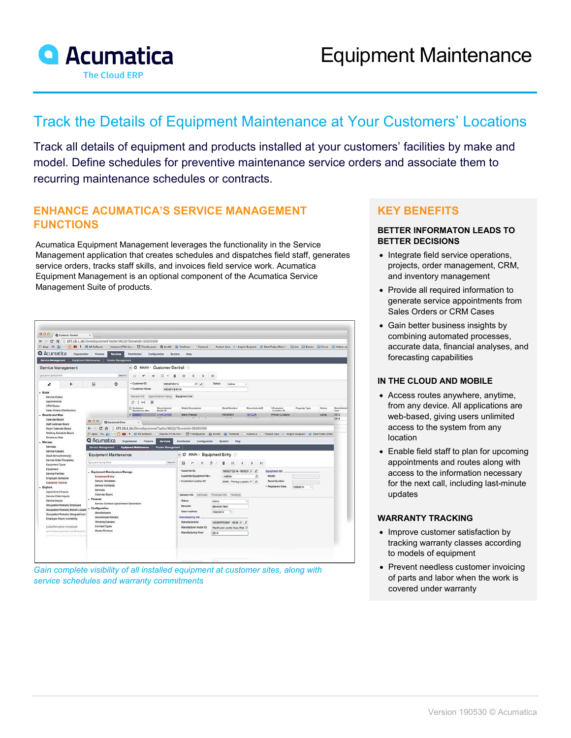# Equipment Maintenance

Acumatica
The Cloud ERP

## Track the Details of Equipment Maintenance at Your Customers' Locations

Track all details of equipment and products installed at your customers' facilities by make and model. Define schedules for preventive maintenance service orders and associate them to recurring maintenance schedules or contracts.

## ENHANCE ACUMATICA'S SERVICE MANAGEMENT FUNCTIONS

Acumatica Equipment Management leverages the functionality in the Service Management application that creates schedules and dispatches field staff, generates service orders, tracks staff skills, and invoices field service work. Acumatica Equipment Management is an optional component of the Acumatica Service Management Suite of products.

*Gain complete visibility of all installed equipment at customer sites, along with service schedules and warranty commitments*

## KEY BENEFITS

### BETTER INFORMATON LEADS TO BETTER DECISIONS

- Integrate field service operations, projects, order management, CRM, and inventory management
- Provide all required information to generate service appointments from Sales Orders or CRM Cases
- Gain better business insights by combining automated processes, accurate data, financial analyses, and forecasting capabilities

### IN THE CLOUD AND MOBILE

- Access routes anywhere, anytime, from any device. All applications are web-based, giving users unlimited access to the system from any location
- Enable field staff to plan for upcoming appointments and routes along with access to the information necessary for the next call, including last-minute updates

### WARRANTY TRACKING

- Improve customer satisfaction by tracking warranty classes according to models of equipment
- Prevent needless customer invoicing of parts and labor when the work is covered under warranty

Version 190530 © Acumatica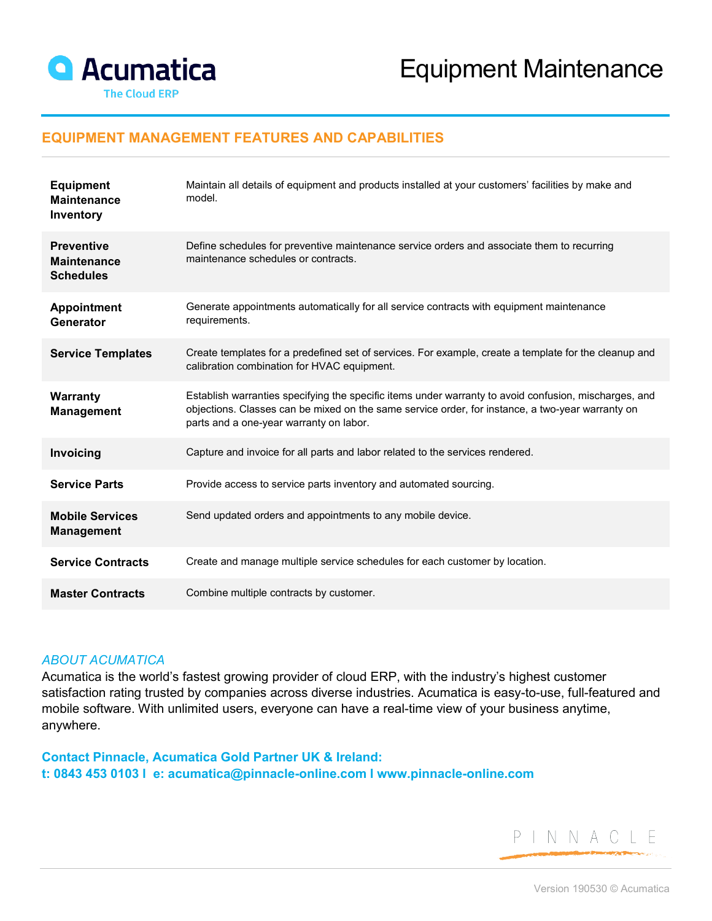# Equipment Maintenance

## EQUIPMENT MANAGEMENT FEATURES AND CAPABILITIES

| | |
|---|---|
| **Equipment Maintenance Inventory** | Maintain all details of equipment and products installed at your customers' facilities by make and model. |
| **Preventive Maintenance Schedules** | Define schedules for preventive maintenance service orders and associate them to recurring maintenance schedules or contracts. |
| **Appointment Generator** | Generate appointments automatically for all service contracts with equipment maintenance requirements. |
| **Service Templates** | Create templates for a predefined set of services. For example, create a template for the cleanup and calibration combination for HVAC equipment. |
| **Warranty Management** | Establish warranties specifying the specific items under warranty to avoid confusion, mischarges, and objections. Classes can be mixed on the same service order, for instance, a two-year warranty on parts and a one-year warranty on labor. |
| **Invoicing** | Capture and invoice for all parts and labor related to the services rendered. |
| **Service Parts** | Provide access to service parts inventory and automated sourcing. |
| **Mobile Services Management** | Send updated orders and appointments to any mobile device. |
| **Service Contracts** | Create and manage multiple service schedules for each customer by location. |
| **Master Contracts** | Combine multiple contracts by customer. |

*ABOUT ACUMATICA*

Acumatica is the world's fastest growing provider of cloud ERP, with the industry's highest customer satisfaction rating trusted by companies across diverse industries. Acumatica is easy-to-use, full-featured and mobile software. With unlimited users, everyone can have a real-time view of your business anytime, anywhere.

**Contact Pinnacle, Acumatica Gold Partner UK & Ireland:**
**t: 0843 453 0103 I e: acumatica@pinnacle-online.com I www.pinnacle-online.com**

PINNACLE

Version 190530 © Acumatica